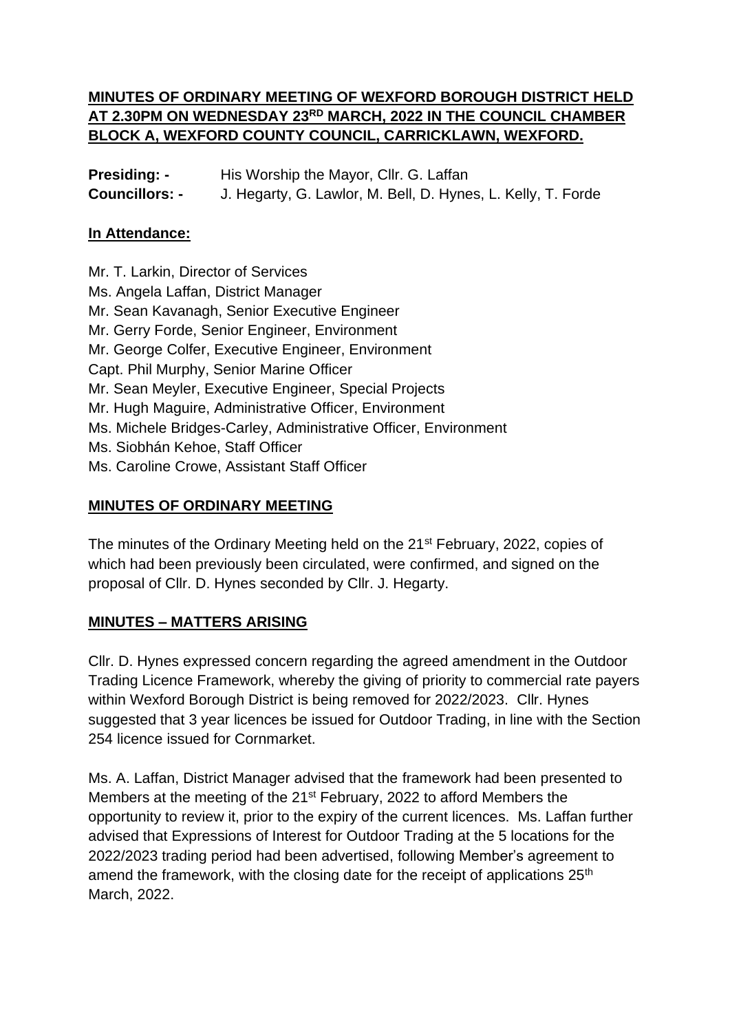# MINUTES OF ORDINARY MEETING OF WEXFORD BOROUGH DISTRICT HELD AT 2.30PM ON WEDNESDAY 23RD MARCH, 2022 IN THE COUNCIL CHAMBER BLOCK A, WEXFORD COUNTY COUNCIL, CARRICKLAWN, WEXFORD.

**Presiding: -** His Worship the Mayor, Cllr. G. Laffan
**Councillors: -** J. Hegarty, G. Lawlor, M. Bell, D. Hynes, L. Kelly, T. Forde

## In Attendance:

Mr. T. Larkin, Director of Services
Ms. Angela Laffan, District Manager
Mr. Sean Kavanagh, Senior Executive Engineer
Mr. Gerry Forde, Senior Engineer, Environment
Mr. George Colfer, Executive Engineer, Environment
Capt. Phil Murphy, Senior Marine Officer
Mr. Sean Meyler, Executive Engineer, Special Projects
Mr. Hugh Maguire, Administrative Officer, Environment
Ms. Michele Bridges-Carley, Administrative Officer, Environment
Ms. Siobhán Kehoe, Staff Officer
Ms. Caroline Crowe, Assistant Staff Officer

## MINUTES OF ORDINARY MEETING

The minutes of the Ordinary Meeting held on the 21st February, 2022, copies of which had been previously been circulated, were confirmed, and signed on the proposal of Cllr. D. Hynes seconded by Cllr. J. Hegarty.

## MINUTES – MATTERS ARISING

Cllr. D. Hynes expressed concern regarding the agreed amendment in the Outdoor Trading Licence Framework, whereby the giving of priority to commercial rate payers within Wexford Borough District is being removed for 2022/2023. Cllr. Hynes suggested that 3 year licences be issued for Outdoor Trading, in line with the Section 254 licence issued for Cornmarket.

Ms. A. Laffan, District Manager advised that the framework had been presented to Members at the meeting of the 21st February, 2022 to afford Members the opportunity to review it, prior to the expiry of the current licences. Ms. Laffan further advised that Expressions of Interest for Outdoor Trading at the 5 locations for the 2022/2023 trading period had been advertised, following Member's agreement to amend the framework, with the closing date for the receipt of applications 25th March, 2022.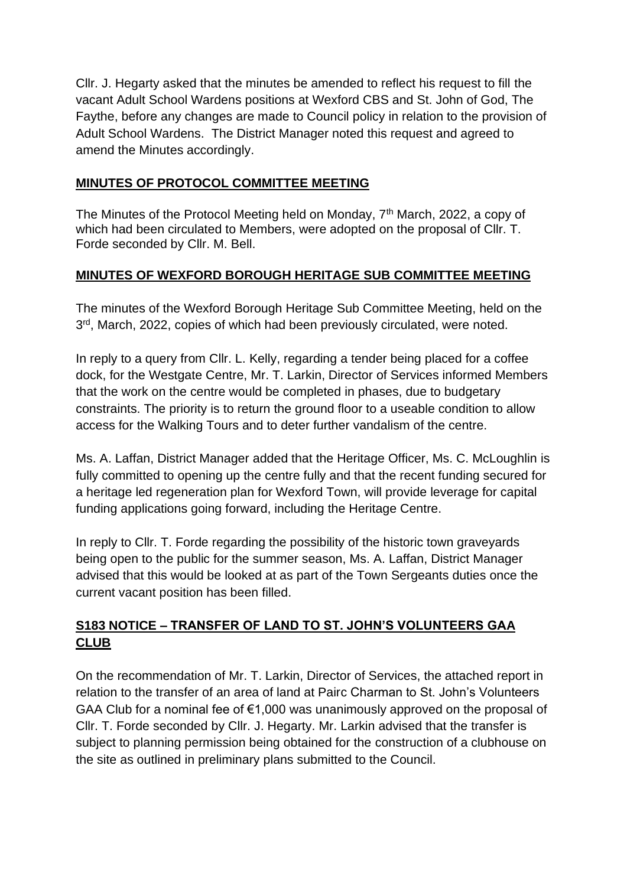Cllr. J. Hegarty asked that the minutes be amended to reflect his request to fill the vacant Adult School Wardens positions at Wexford CBS and St. John of God, The Faythe, before any changes are made to Council policy in relation to the provision of Adult School Wardens. The District Manager noted this request and agreed to amend the Minutes accordingly.

## **MINUTES OF PROTOCOL COMMITTEE MEETING**

The Minutes of the Protocol Meeting held on Monday, 7th March, 2022, a copy of which had been circulated to Members, were adopted on the proposal of Cllr. T. Forde seconded by Cllr. M. Bell.

## **MINUTES OF WEXFORD BOROUGH HERITAGE SUB COMMITTEE MEETING**

The minutes of the Wexford Borough Heritage Sub Committee Meeting, held on the 3rd, March, 2022, copies of which had been previously circulated, were noted.

In reply to a query from Cllr. L. Kelly, regarding a tender being placed for a coffee dock, for the Westgate Centre, Mr. T. Larkin, Director of Services informed Members that the work on the centre would be completed in phases, due to budgetary constraints. The priority is to return the ground floor to a useable condition to allow access for the Walking Tours and to deter further vandalism of the centre.

Ms. A. Laffan, District Manager added that the Heritage Officer, Ms. C. McLoughlin is fully committed to opening up the centre fully and that the recent funding secured for a heritage led regeneration plan for Wexford Town, will provide leverage for capital funding applications going forward, including the Heritage Centre.

In reply to Cllr. T. Forde regarding the possibility of the historic town graveyards being open to the public for the summer season, Ms. A. Laffan, District Manager advised that this would be looked at as part of the Town Sergeants duties once the current vacant position has been filled.

## **S183 NOTICE – TRANSFER OF LAND TO ST. JOHN'S VOLUNTEERS GAA CLUB**

On the recommendation of Mr. T. Larkin, Director of Services, the attached report in relation to the transfer of an area of land at Pairc Charman to St. John's Volunteers GAA Club for a nominal fee of €1,000 was unanimously approved on the proposal of Cllr. T. Forde seconded by Cllr. J. Hegarty. Mr. Larkin advised that the transfer is subject to planning permission being obtained for the construction of a clubhouse on the site as outlined in preliminary plans submitted to the Council.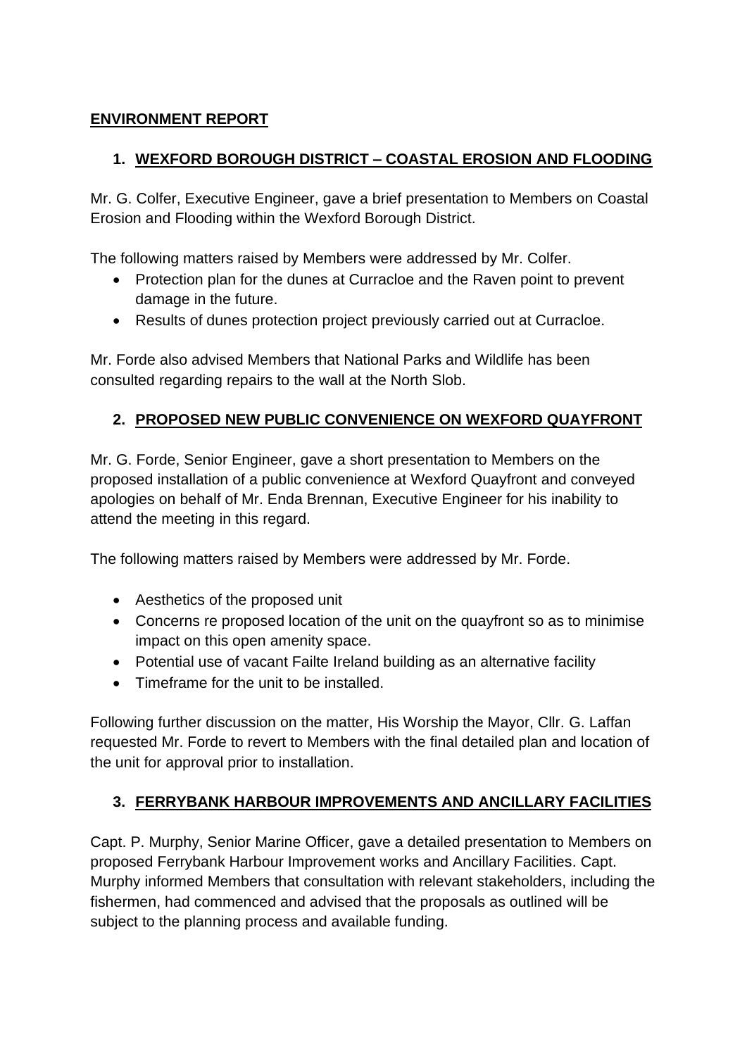## **ENVIRONMENT REPORT**

### 1. **WEXFORD BOROUGH DISTRICT – COASTAL EROSION AND FLOODING**

Mr. G. Colfer, Executive Engineer, gave a brief presentation to Members on Coastal Erosion and Flooding within the Wexford Borough District.

The following matters raised by Members were addressed by Mr. Colfer.

- Protection plan for the dunes at Curracloe and the Raven point to prevent damage in the future.
- Results of dunes protection project previously carried out at Curracloe.

Mr. Forde also advised Members that National Parks and Wildlife has been consulted regarding repairs to the wall at the North Slob.

### 2. **PROPOSED NEW PUBLIC CONVENIENCE ON WEXFORD QUAYFRONT**

Mr. G. Forde, Senior Engineer, gave a short presentation to Members on the proposed installation of a public convenience at Wexford Quayfront and conveyed apologies on behalf of Mr. Enda Brennan, Executive Engineer for his inability to attend the meeting in this regard.

The following matters raised by Members were addressed by Mr. Forde.

- Aesthetics of the proposed unit
- Concerns re proposed location of the unit on the quayfront so as to minimise impact on this open amenity space.
- Potential use of vacant Failte Ireland building as an alternative facility
- Timeframe for the unit to be installed.

Following further discussion on the matter, His Worship the Mayor, Cllr. G. Laffan requested Mr. Forde to revert to Members with the final detailed plan and location of the unit for approval prior to installation.

### 3. **FERRYBANK HARBOUR IMPROVEMENTS AND ANCILLARY FACILITIES**

Capt. P. Murphy, Senior Marine Officer, gave a detailed presentation to Members on proposed Ferrybank Harbour Improvement works and Ancillary Facilities. Capt. Murphy informed Members that consultation with relevant stakeholders, including the fishermen, had commenced and advised that the proposals as outlined will be subject to the planning process and available funding.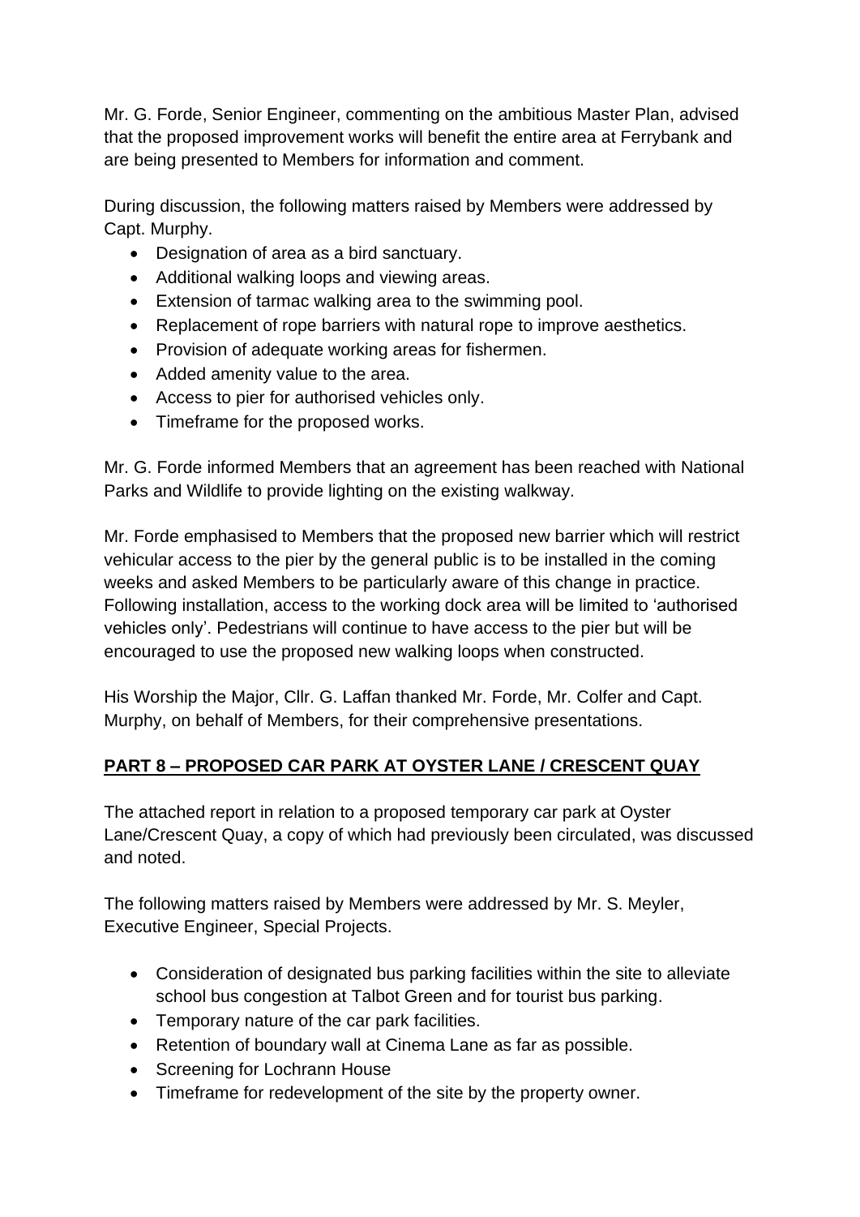Mr. G. Forde, Senior Engineer, commenting on the ambitious Master Plan, advised that the proposed improvement works will benefit the entire area at Ferrybank and are being presented to Members for information and comment.

During discussion, the following matters raised by Members were addressed by Capt. Murphy.

- Designation of area as a bird sanctuary.
- Additional walking loops and viewing areas.
- Extension of tarmac walking area to the swimming pool.
- Replacement of rope barriers with natural rope to improve aesthetics.
- Provision of adequate working areas for fishermen.
- Added amenity value to the area.
- Access to pier for authorised vehicles only.
- Timeframe for the proposed works.

Mr. G. Forde informed Members that an agreement has been reached with National Parks and Wildlife to provide lighting on the existing walkway.

Mr. Forde emphasised to Members that the proposed new barrier which will restrict vehicular access to the pier by the general public is to be installed in the coming weeks and asked Members to be particularly aware of this change in practice. Following installation, access to the working dock area will be limited to 'authorised vehicles only'. Pedestrians will continue to have access to the pier but will be encouraged to use the proposed new walking loops when constructed.

His Worship the Major, Cllr. G. Laffan thanked Mr. Forde, Mr. Colfer and Capt. Murphy, on behalf of Members, for their comprehensive presentations.

## PART 8 – PROPOSED CAR PARK AT OYSTER LANE / CRESCENT QUAY

The attached report in relation to a proposed temporary car park at Oyster Lane/Crescent Quay, a copy of which had previously been circulated, was discussed and noted.

The following matters raised by Members were addressed by Mr. S. Meyler, Executive Engineer, Special Projects.

- Consideration of designated bus parking facilities within the site to alleviate school bus congestion at Talbot Green and for tourist bus parking.
- Temporary nature of the car park facilities.
- Retention of boundary wall at Cinema Lane as far as possible.
- Screening for Lochrann House
- Timeframe for redevelopment of the site by the property owner.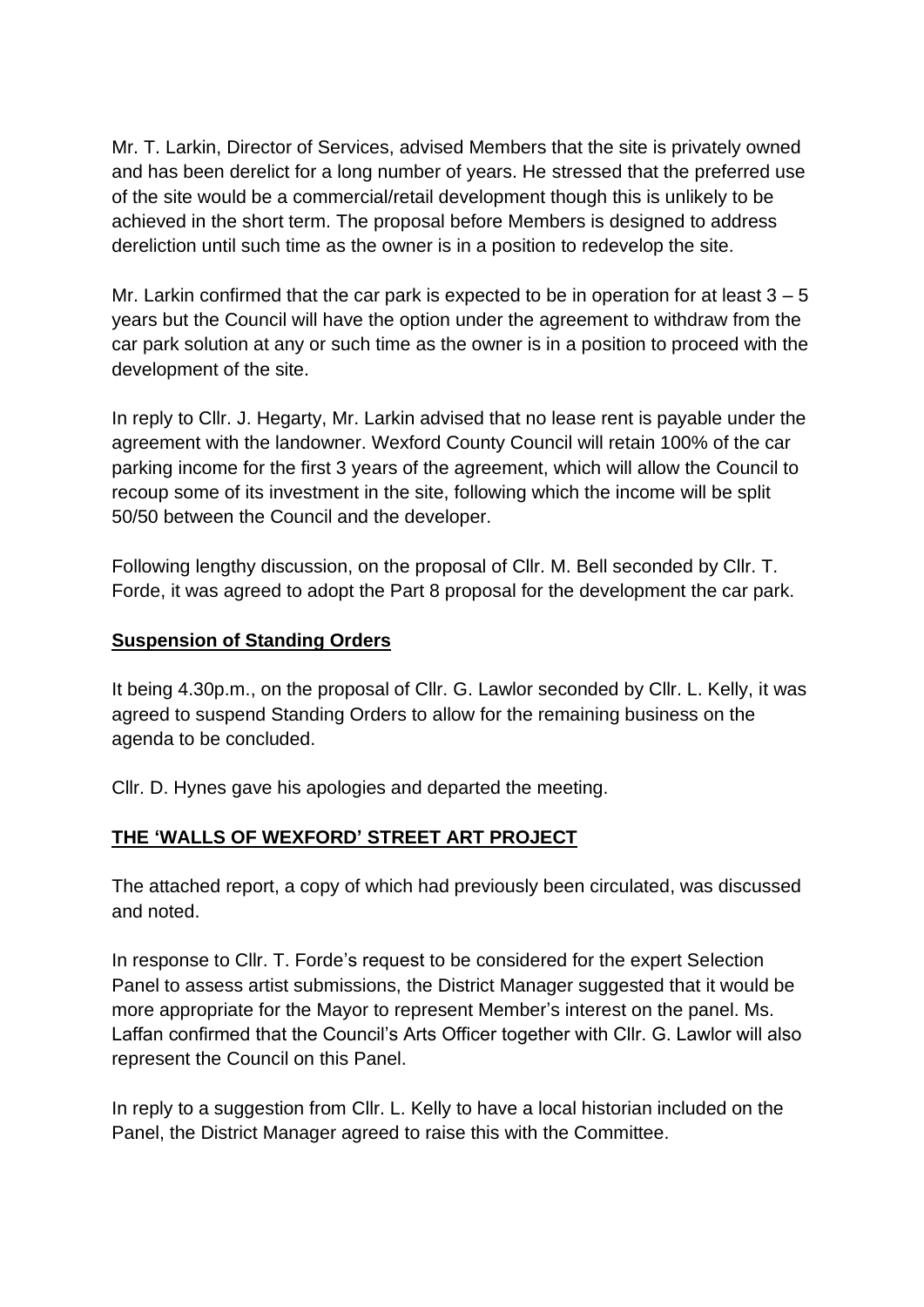Mr. T. Larkin, Director of Services, advised Members that the site is privately owned and has been derelict for a long number of years. He stressed that the preferred use of the site would be a commercial/retail development though this is unlikely to be achieved in the short term. The proposal before Members is designed to address dereliction until such time as the owner is in a position to redevelop the site.

Mr. Larkin confirmed that the car park is expected to be in operation for at least 3 – 5 years but the Council will have the option under the agreement to withdraw from the car park solution at any or such time as the owner is in a position to proceed with the development of the site.

In reply to Cllr. J. Hegarty, Mr. Larkin advised that no lease rent is payable under the agreement with the landowner. Wexford County Council will retain 100% of the car parking income for the first 3 years of the agreement, which will allow the Council to recoup some of its investment in the site, following which the income will be split 50/50 between the Council and the developer.

Following lengthy discussion, on the proposal of Cllr. M. Bell seconded by Cllr. T. Forde, it was agreed to adopt the Part 8 proposal for the development the car park.

## **Suspension of Standing Orders**

It being 4.30p.m., on the proposal of Cllr. G. Lawlor seconded by Cllr. L. Kelly, it was agreed to suspend Standing Orders to allow for the remaining business on the agenda to be concluded.

Cllr. D. Hynes gave his apologies and departed the meeting.

## **THE 'WALLS OF WEXFORD' STREET ART PROJECT**

The attached report, a copy of which had previously been circulated, was discussed and noted.

In response to Cllr. T. Forde's request to be considered for the expert Selection Panel to assess artist submissions, the District Manager suggested that it would be more appropriate for the Mayor to represent Member's interest on the panel. Ms. Laffan confirmed that the Council's Arts Officer together with Cllr. G. Lawlor will also represent the Council on this Panel.

In reply to a suggestion from Cllr. L. Kelly to have a local historian included on the Panel, the District Manager agreed to raise this with the Committee.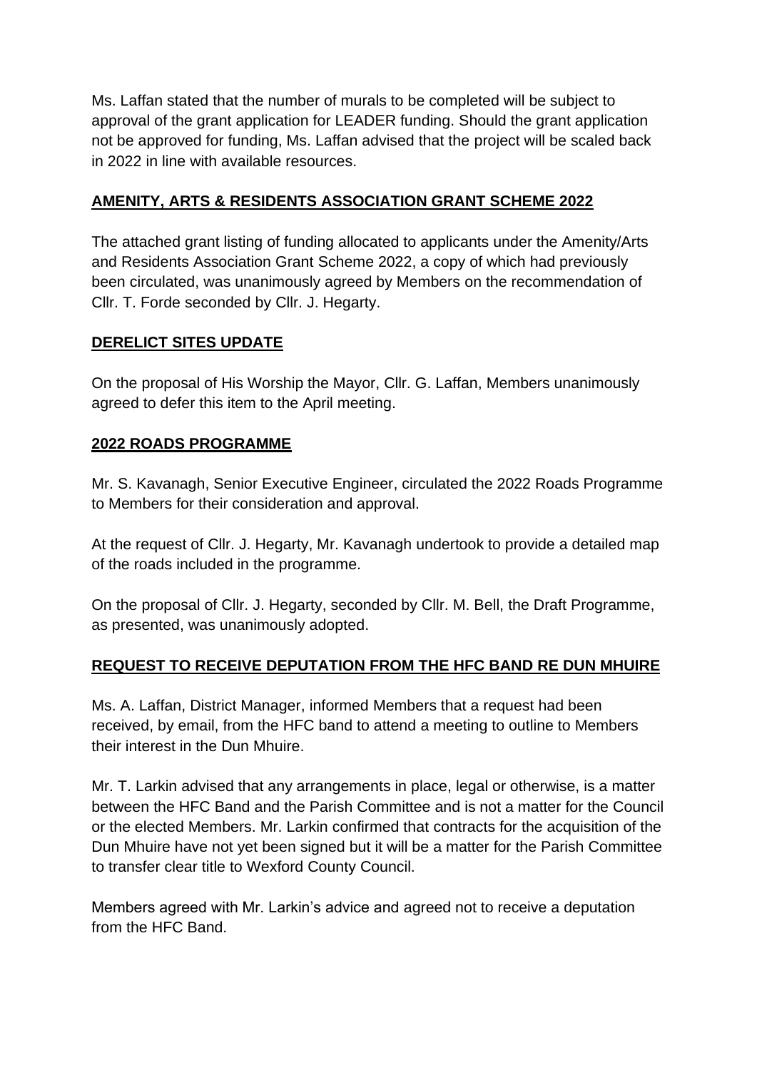Ms. Laffan stated that the number of murals to be completed will be subject to approval of the grant application for LEADER funding. Should the grant application not be approved for funding, Ms. Laffan advised that the project will be scaled back in 2022 in line with available resources.

## **AMENITY, ARTS & RESIDENTS ASSOCIATION GRANT SCHEME 2022**

The attached grant listing of funding allocated to applicants under the Amenity/Arts and Residents Association Grant Scheme 2022, a copy of which had previously been circulated, was unanimously agreed by Members on the recommendation of Cllr. T. Forde seconded by Cllr. J. Hegarty.

## **DERELICT SITES UPDATE**

On the proposal of His Worship the Mayor, Cllr. G. Laffan, Members unanimously agreed to defer this item to the April meeting.

## **2022 ROADS PROGRAMME**

Mr. S. Kavanagh, Senior Executive Engineer, circulated the 2022 Roads Programme to Members for their consideration and approval.

At the request of Cllr. J. Hegarty, Mr. Kavanagh undertook to provide a detailed map of the roads included in the programme.

On the proposal of Cllr. J. Hegarty, seconded by Cllr. M. Bell, the Draft Programme, as presented, was unanimously adopted.

## **REQUEST TO RECEIVE DEPUTATION FROM THE HFC BAND RE DUN MHUIRE**

Ms. A. Laffan, District Manager, informed Members that a request had been received, by email, from the HFC band to attend a meeting to outline to Members their interest in the Dun Mhuire.

Mr. T. Larkin advised that any arrangements in place, legal or otherwise, is a matter between the HFC Band and the Parish Committee and is not a matter for the Council or the elected Members. Mr. Larkin confirmed that contracts for the acquisition of the Dun Mhuire have not yet been signed but it will be a matter for the Parish Committee to transfer clear title to Wexford County Council.

Members agreed with Mr. Larkin's advice and agreed not to receive a deputation from the HFC Band.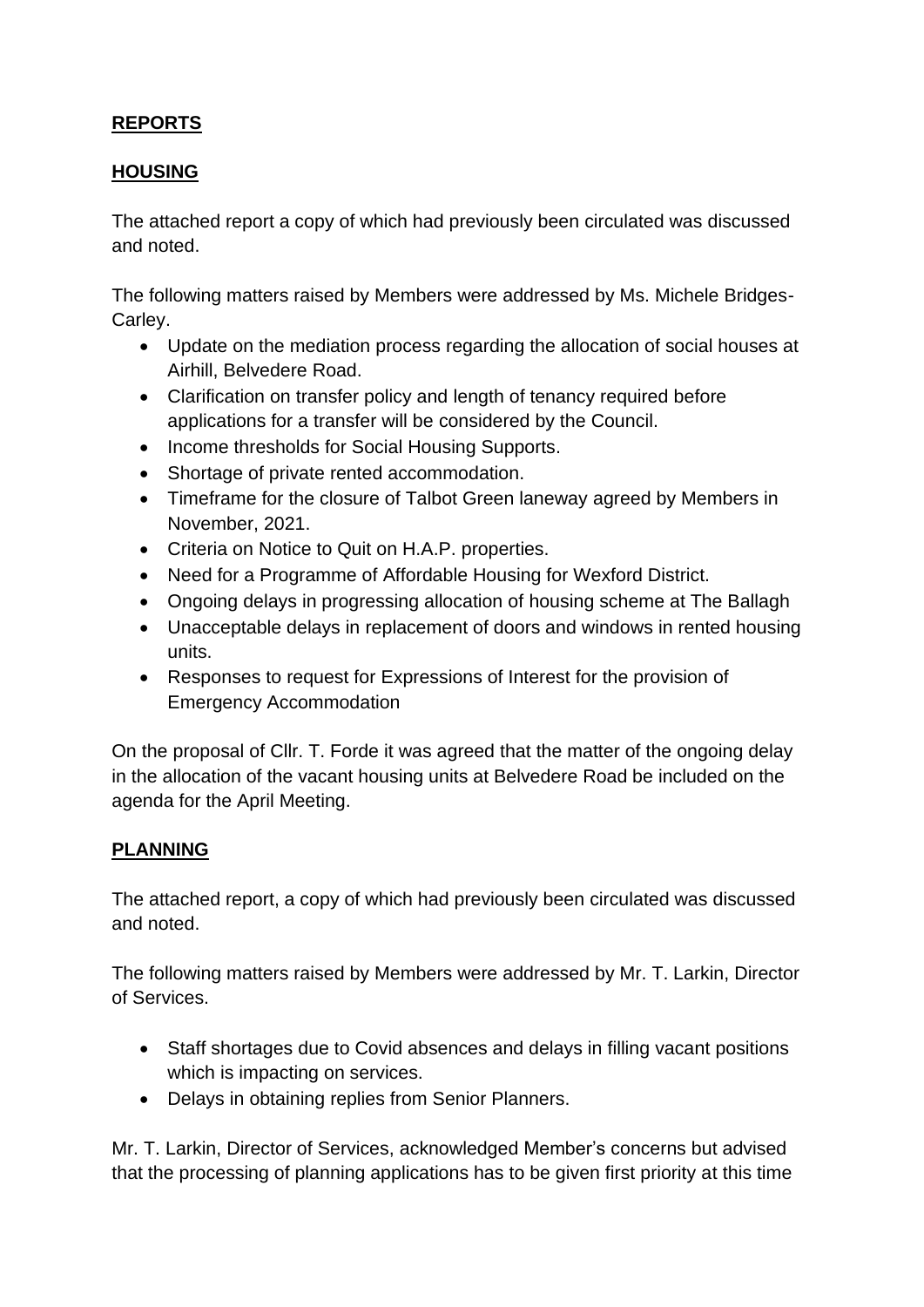## **REPORTS**

## **HOUSING**

The attached report a copy of which had previously been circulated was discussed and noted.

The following matters raised by Members were addressed by Ms. Michele Bridges-Carley.

- Update on the mediation process regarding the allocation of social houses at Airhill, Belvedere Road.
- Clarification on transfer policy and length of tenancy required before applications for a transfer will be considered by the Council.
- Income thresholds for Social Housing Supports.
- Shortage of private rented accommodation.
- Timeframe for the closure of Talbot Green laneway agreed by Members in November, 2021.
- Criteria on Notice to Quit on H.A.P. properties.
- Need for a Programme of Affordable Housing for Wexford District.
- Ongoing delays in progressing allocation of housing scheme at The Ballagh
- Unacceptable delays in replacement of doors and windows in rented housing units.
- Responses to request for Expressions of Interest for the provision of Emergency Accommodation

On the proposal of Cllr. T. Forde it was agreed that the matter of the ongoing delay in the allocation of the vacant housing units at Belvedere Road be included on the agenda for the April Meeting.

## **PLANNING**

The attached report, a copy of which had previously been circulated was discussed and noted.

The following matters raised by Members were addressed by Mr. T. Larkin, Director of Services.

- Staff shortages due to Covid absences and delays in filling vacant positions which is impacting on services.
- Delays in obtaining replies from Senior Planners.

Mr. T. Larkin, Director of Services, acknowledged Member's concerns but advised that the processing of planning applications has to be given first priority at this time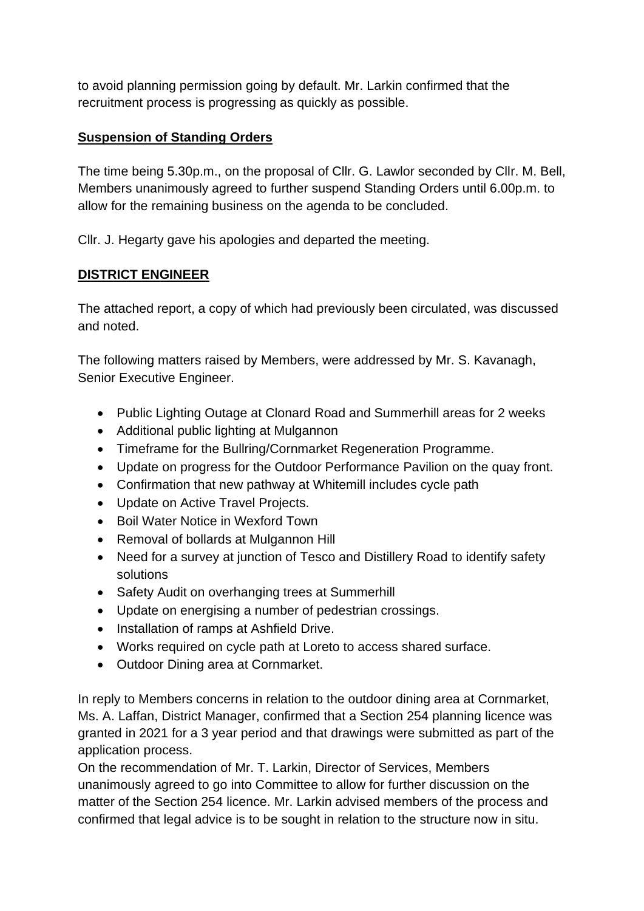to avoid planning permission going by default. Mr. Larkin confirmed that the recruitment process is progressing as quickly as possible.

**Suspension of Standing Orders**

The time being 5.30p.m., on the proposal of Cllr. G. Lawlor seconded by Cllr. M. Bell, Members unanimously agreed to further suspend Standing Orders until 6.00p.m. to allow for the remaining business on the agenda to be concluded.

Cllr. J. Hegarty gave his apologies and departed the meeting.

**DISTRICT ENGINEER**

The attached report, a copy of which had previously been circulated, was discussed and noted.

The following matters raised by Members, were addressed by Mr. S. Kavanagh, Senior Executive Engineer.

- Public Lighting Outage at Clonard Road and Summerhill areas for 2 weeks
- Additional public lighting at Mulgannon
- Timeframe for the Bullring/Cornmarket Regeneration Programme.
- Update on progress for the Outdoor Performance Pavilion on the quay front.
- Confirmation that new pathway at Whitemill includes cycle path
- Update on Active Travel Projects.
- Boil Water Notice in Wexford Town
- Removal of bollards at Mulgannon Hill
- Need for a survey at junction of Tesco and Distillery Road to identify safety solutions
- Safety Audit on overhanging trees at Summerhill
- Update on energising a number of pedestrian crossings.
- Installation of ramps at Ashfield Drive.
- Works required on cycle path at Loreto to access shared surface.
- Outdoor Dining area at Cornmarket.

In reply to Members concerns in relation to the outdoor dining area at Cornmarket, Ms. A. Laffan, District Manager, confirmed that a Section 254 planning licence was granted in 2021 for a 3 year period and that drawings were submitted as part of the application process.
On the recommendation of Mr. T. Larkin, Director of Services, Members unanimously agreed to go into Committee to allow for further discussion on the matter of the Section 254 licence. Mr. Larkin advised members of the process and confirmed that legal advice is to be sought in relation to the structure now in situ.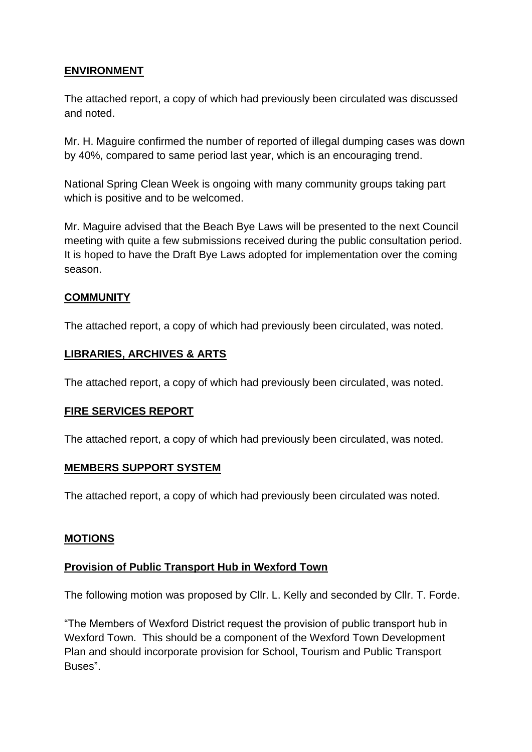## **ENVIRONMENT**

The attached report, a copy of which had previously been circulated was discussed and noted.

Mr. H. Maguire confirmed the number of reported of illegal dumping cases was down by 40%, compared to same period last year, which is an encouraging trend.

National Spring Clean Week is ongoing with many community groups taking part which is positive and to be welcomed.

Mr. Maguire advised that the Beach Bye Laws will be presented to the next Council meeting with quite a few submissions received during the public consultation period. It is hoped to have the Draft Bye Laws adopted for implementation over the coming season.

## **COMMUNITY**

The attached report, a copy of which had previously been circulated, was noted.

## **LIBRARIES, ARCHIVES & ARTS**

The attached report, a copy of which had previously been circulated, was noted.

## **FIRE SERVICES REPORT**

The attached report, a copy of which had previously been circulated, was noted.

## **MEMBERS SUPPORT SYSTEM**

The attached report, a copy of which had previously been circulated was noted.

## **MOTIONS**

### **Provision of Public Transport Hub in Wexford Town**

The following motion was proposed by Cllr. L. Kelly and seconded by Cllr. T. Forde.

"The Members of Wexford District request the provision of public transport hub in Wexford Town. This should be a component of the Wexford Town Development Plan and should incorporate provision for School, Tourism and Public Transport Buses".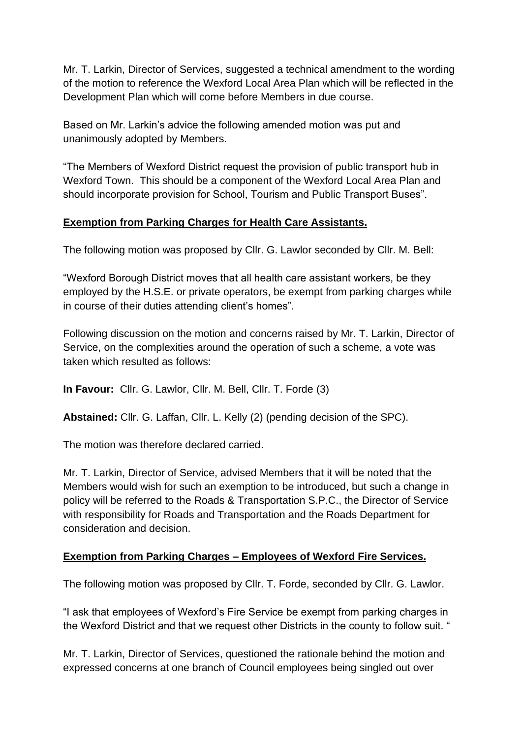Mr. T. Larkin, Director of Services, suggested a technical amendment to the wording of the motion to reference the Wexford Local Area Plan which will be reflected in the Development Plan which will come before Members in due course.

Based on Mr. Larkin's advice the following amended motion was put and unanimously adopted by Members.

"The Members of Wexford District request the provision of public transport hub in Wexford Town. This should be a component of the Wexford Local Area Plan and should incorporate provision for School, Tourism and Public Transport Buses".

**Exemption from Parking Charges for Health Care Assistants.**

The following motion was proposed by Cllr. G. Lawlor seconded by Cllr. M. Bell:

"Wexford Borough District moves that all health care assistant workers, be they employed by the H.S.E. or private operators, be exempt from parking charges while in course of their duties attending client's homes".

Following discussion on the motion and concerns raised by Mr. T. Larkin, Director of Service, on the complexities around the operation of such a scheme, a vote was taken which resulted as follows:

**In Favour:** Cllr. G. Lawlor, Cllr. M. Bell, Cllr. T. Forde (3)

**Abstained:** Cllr. G. Laffan, Cllr. L. Kelly (2) (pending decision of the SPC).

The motion was therefore declared carried.

Mr. T. Larkin, Director of Service, advised Members that it will be noted that the Members would wish for such an exemption to be introduced, but such a change in policy will be referred to the Roads & Transportation S.P.C., the Director of Service with responsibility for Roads and Transportation and the Roads Department for consideration and decision.

**Exemption from Parking Charges – Employees of Wexford Fire Services.**

The following motion was proposed by Cllr. T. Forde, seconded by Cllr. G. Lawlor.

"I ask that employees of Wexford's Fire Service be exempt from parking charges in the Wexford District and that we request other Districts in the county to follow suit. "

Mr. T. Larkin, Director of Services, questioned the rationale behind the motion and expressed concerns at one branch of Council employees being singled out over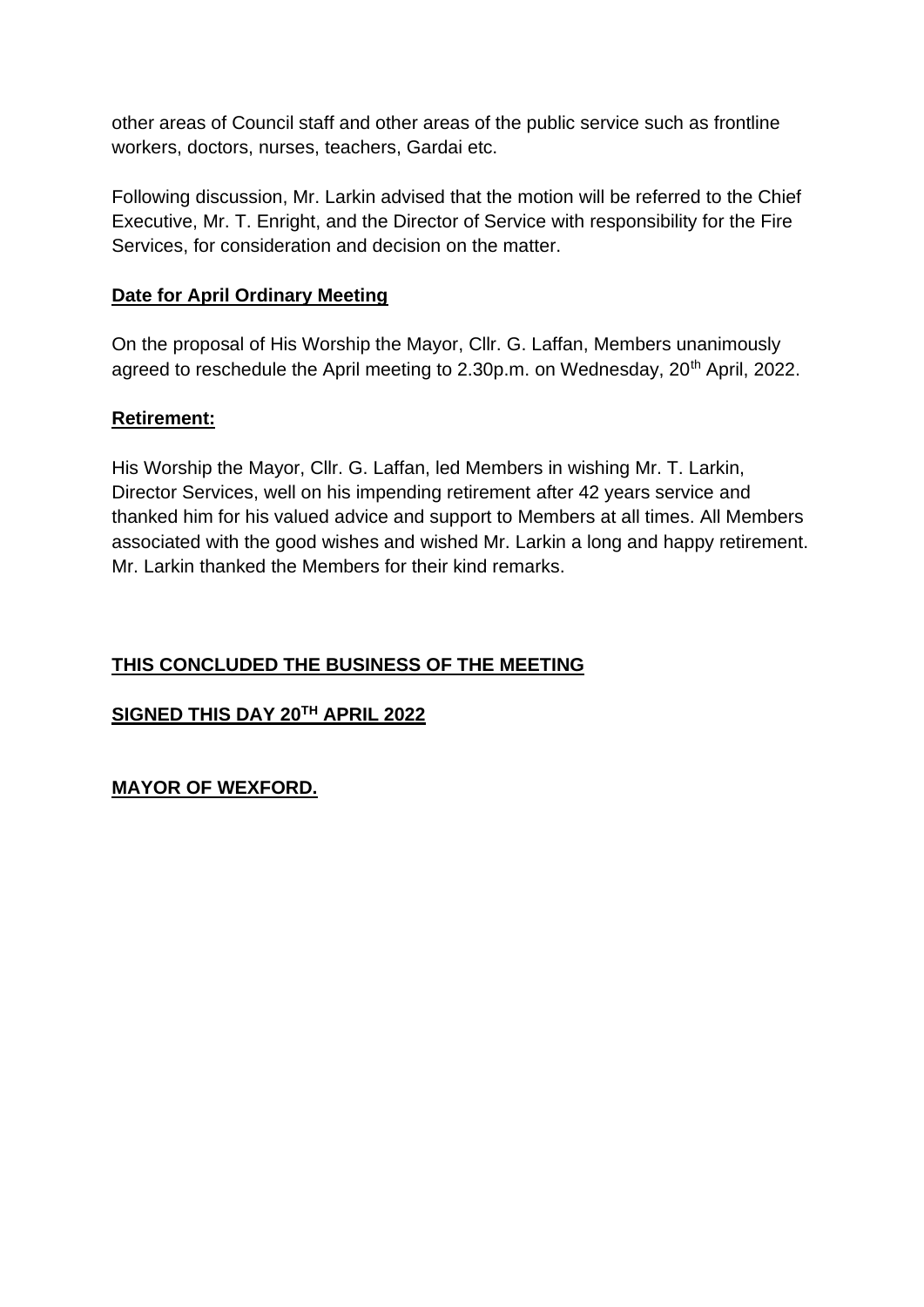other areas of Council staff and other areas of the public service such as frontline workers, doctors, nurses, teachers, Gardai etc.

Following discussion, Mr. Larkin advised that the motion will be referred to the Chief Executive, Mr. T. Enright, and the Director of Service with responsibility for the Fire Services, for consideration and decision on the matter.

**Date for April Ordinary Meeting**

On the proposal of His Worship the Mayor, Cllr. G. Laffan, Members unanimously agreed to reschedule the April meeting to 2.30p.m. on Wednesday, 20th April, 2022.

**Retirement:**

His Worship the Mayor, Cllr. G. Laffan, led Members in wishing Mr. T. Larkin, Director Services, well on his impending retirement after 42 years service and thanked him for his valued advice and support to Members at all times. All Members associated with the good wishes and wished Mr. Larkin a long and happy retirement. Mr. Larkin thanked the Members for their kind remarks.

**THIS CONCLUDED THE BUSINESS OF THE MEETING**

**SIGNED THIS DAY 20TH APRIL 2022**

**MAYOR OF WEXFORD.**